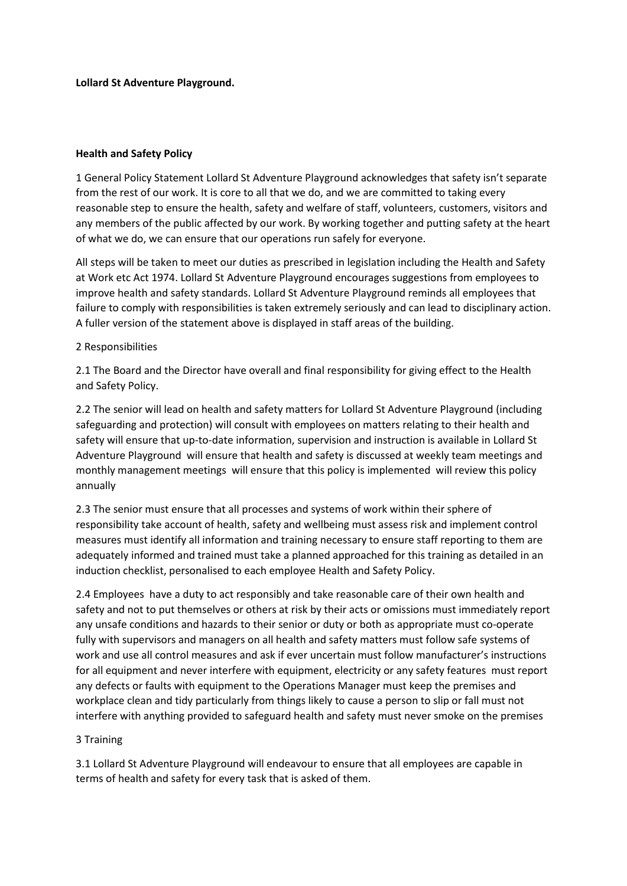**Lollard St Adventure Playground.**

**Health and Safety Policy**

1 General Policy Statement Lollard St Adventure Playground acknowledges that safety isn't separate from the rest of our work. It is core to all that we do, and we are committed to taking every reasonable step to ensure the health, safety and welfare of staff, volunteers, customers, visitors and any members of the public affected by our work. By working together and putting safety at the heart of what we do, we can ensure that our operations run safely for everyone.

All steps will be taken to meet our duties as prescribed in legislation including the Health and Safety at Work etc Act 1974. Lollard St Adventure Playground encourages suggestions from employees to improve health and safety standards. Lollard St Adventure Playground reminds all employees that failure to comply with responsibilities is taken extremely seriously and can lead to disciplinary action. A fuller version of the statement above is displayed in staff areas of the building.

2 Responsibilities

2.1 The Board and the Director have overall and final responsibility for giving effect to the Health and Safety Policy.

2.2 The senior will lead on health and safety matters for Lollard St Adventure Playground (including safeguarding and protection) will consult with employees on matters relating to their health and safety will ensure that up-to-date information, supervision and instruction is available in Lollard St Adventure Playground will ensure that health and safety is discussed at weekly team meetings and monthly management meetings will ensure that this policy is implemented will review this policy annually

2.3 The senior must ensure that all processes and systems of work within their sphere of responsibility take account of health, safety and wellbeing must assess risk and implement control measures must identify all information and training necessary to ensure staff reporting to them are adequately informed and trained must take a planned approached for this training as detailed in an induction checklist, personalised to each employee Health and Safety Policy.

2.4 Employees have a duty to act responsibly and take reasonable care of their own health and safety and not to put themselves or others at risk by their acts or omissions must immediately report any unsafe conditions and hazards to their senior or duty or both as appropriate must co-operate fully with supervisors and managers on all health and safety matters must follow safe systems of work and use all control measures and ask if ever uncertain must follow manufacturer's instructions for all equipment and never interfere with equipment, electricity or any safety features must report any defects or faults with equipment to the Operations Manager must keep the premises and workplace clean and tidy particularly from things likely to cause a person to slip or fall must not interfere with anything provided to safeguard health and safety must never smoke on the premises

3 Training

3.1 Lollard St Adventure Playground will endeavour to ensure that all employees are capable in terms of health and safety for every task that is asked of them.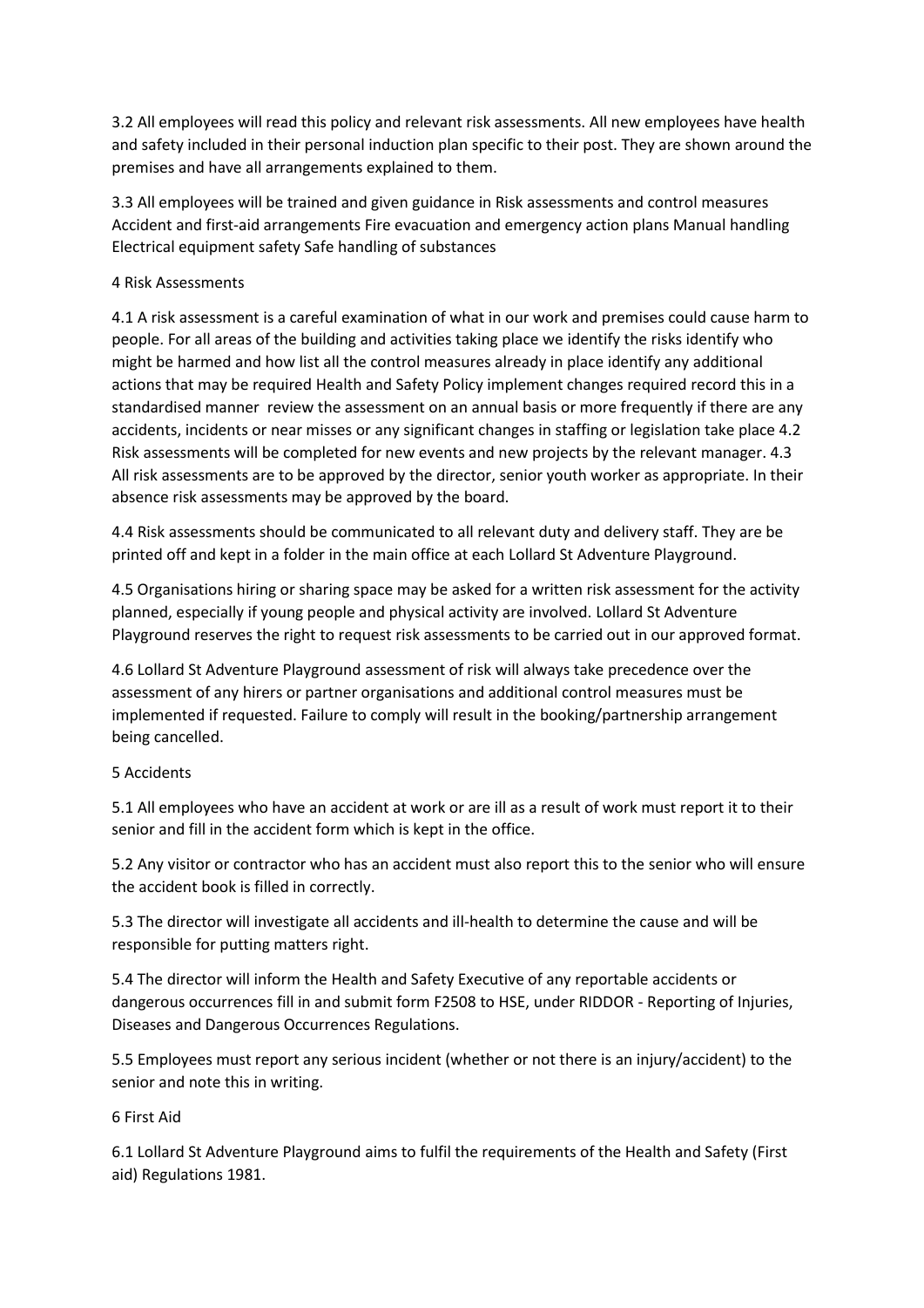3.2 All employees will read this policy and relevant risk assessments. All new employees have health and safety included in their personal induction plan specific to their post. They are shown around the premises and have all arrangements explained to them.

3.3 All employees will be trained and given guidance in Risk assessments and control measures Accident and first-aid arrangements Fire evacuation and emergency action plans Manual handling Electrical equipment safety Safe handling of substances

## 4 Risk Assessments

4.1 A risk assessment is a careful examination of what in our work and premises could cause harm to people. For all areas of the building and activities taking place we identify the risks identify who might be harmed and how list all the control measures already in place identify any additional actions that may be required Health and Safety Policy implement changes required record this in a standardised manner review the assessment on an annual basis or more frequently if there are any accidents, incidents or near misses or any significant changes in staffing or legislation take place 4.2 Risk assessments will be completed for new events and new projects by the relevant manager. 4.3 All risk assessments are to be approved by the director, senior youth worker as appropriate. In their absence risk assessments may be approved by the board.

4.4 Risk assessments should be communicated to all relevant duty and delivery staff. They are be printed off and kept in a folder in the main office at each Lollard St Adventure Playground.

4.5 Organisations hiring or sharing space may be asked for a written risk assessment for the activity planned, especially if young people and physical activity are involved. Lollard St Adventure Playground reserves the right to request risk assessments to be carried out in our approved format.

4.6 Lollard St Adventure Playground assessment of risk will always take precedence over the assessment of any hirers or partner organisations and additional control measures must be implemented if requested. Failure to comply will result in the booking/partnership arrangement being cancelled.

## 5 Accidents

5.1 All employees who have an accident at work or are ill as a result of work must report it to their senior and fill in the accident form which is kept in the office.

5.2 Any visitor or contractor who has an accident must also report this to the senior who will ensure the accident book is filled in correctly.

5.3 The director will investigate all accidents and ill-health to determine the cause and will be responsible for putting matters right.

5.4 The director will inform the Health and Safety Executive of any reportable accidents or dangerous occurrences fill in and submit form F2508 to HSE, under RIDDOR - Reporting of Injuries, Diseases and Dangerous Occurrences Regulations.

5.5 Employees must report any serious incident (whether or not there is an injury/accident) to the senior and note this in writing.

## 6 First Aid

6.1 Lollard St Adventure Playground aims to fulfil the requirements of the Health and Safety (First aid) Regulations 1981.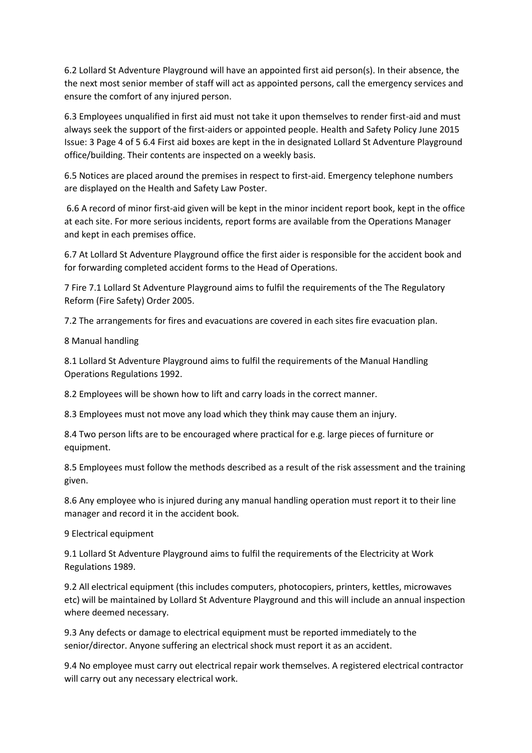6.2 Lollard St Adventure Playground will have an appointed first aid person(s). In their absence, the the next most senior member of staff will act as appointed persons, call the emergency services and ensure the comfort of any injured person.

6.3 Employees unqualified in first aid must not take it upon themselves to render first-aid and must always seek the support of the first-aiders or appointed people. Health and Safety Policy June 2015 Issue: 3 Page 4 of 5 6.4 First aid boxes are kept in the in designated Lollard St Adventure Playground office/building. Their contents are inspected on a weekly basis.

6.5 Notices are placed around the premises in respect to first-aid. Emergency telephone numbers are displayed on the Health and Safety Law Poster.

6.6 A record of minor first-aid given will be kept in the minor incident report book, kept in the office at each site. For more serious incidents, report forms are available from the Operations Manager and kept in each premises office.

6.7 At Lollard St Adventure Playground office the first aider is responsible for the accident book and for forwarding completed accident forms to the Head of Operations.

7 Fire 7.1 Lollard St Adventure Playground aims to fulfil the requirements of the The Regulatory Reform (Fire Safety) Order 2005.

7.2 The arrangements for fires and evacuations are covered in each sites fire evacuation plan.

8 Manual handling

8.1 Lollard St Adventure Playground aims to fulfil the requirements of the Manual Handling Operations Regulations 1992.

8.2 Employees will be shown how to lift and carry loads in the correct manner.

8.3 Employees must not move any load which they think may cause them an injury.

8.4 Two person lifts are to be encouraged where practical for e.g. large pieces of furniture or equipment.

8.5 Employees must follow the methods described as a result of the risk assessment and the training given.

8.6 Any employee who is injured during any manual handling operation must report it to their line manager and record it in the accident book.

9 Electrical equipment

9.1 Lollard St Adventure Playground aims to fulfil the requirements of the Electricity at Work Regulations 1989.

9.2 All electrical equipment (this includes computers, photocopiers, printers, kettles, microwaves etc) will be maintained by Lollard St Adventure Playground and this will include an annual inspection where deemed necessary.

9.3 Any defects or damage to electrical equipment must be reported immediately to the senior/director. Anyone suffering an electrical shock must report it as an accident.

9.4 No employee must carry out electrical repair work themselves. A registered electrical contractor will carry out any necessary electrical work.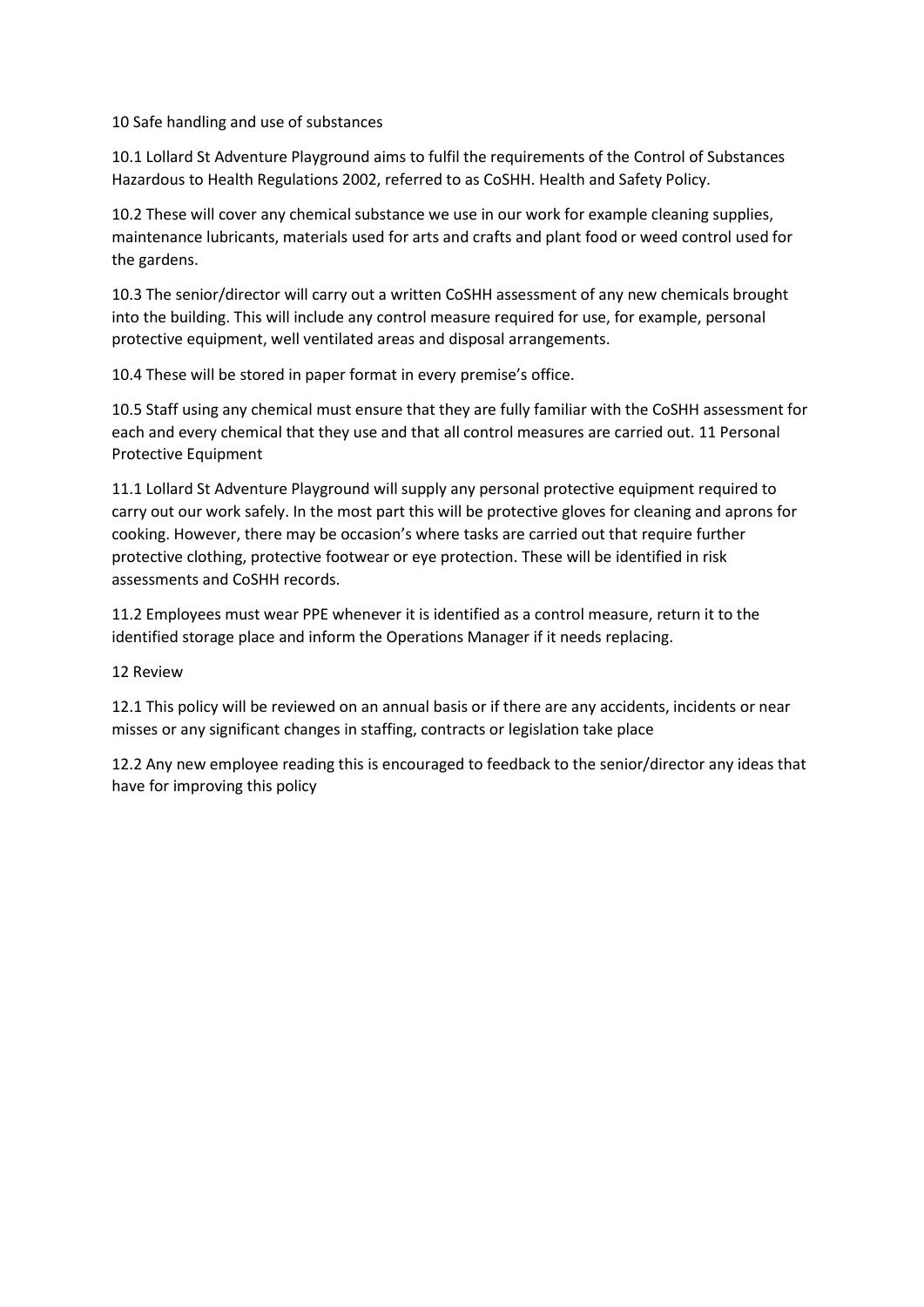## 10 Safe handling and use of substances

10.1 Lollard St Adventure Playground aims to fulfil the requirements of the Control of Substances Hazardous to Health Regulations 2002, referred to as CoSHH. Health and Safety Policy.

10.2 These will cover any chemical substance we use in our work for example cleaning supplies, maintenance lubricants, materials used for arts and crafts and plant food or weed control used for the gardens.

10.3 The senior/director will carry out a written CoSHH assessment of any new chemicals brought into the building. This will include any control measure required for use, for example, personal protective equipment, well ventilated areas and disposal arrangements.

10.4 These will be stored in paper format in every premise's office.

10.5 Staff using any chemical must ensure that they are fully familiar with the CoSHH assessment for each and every chemical that they use and that all control measures are carried out.

## 11 Personal Protective Equipment

11.1 Lollard St Adventure Playground will supply any personal protective equipment required to carry out our work safely. In the most part this will be protective gloves for cleaning and aprons for cooking. However, there may be occasion's where tasks are carried out that require further protective clothing, protective footwear or eye protection. These will be identified in risk assessments and CoSHH records.

11.2 Employees must wear PPE whenever it is identified as a control measure, return it to the identified storage place and inform the Operations Manager if it needs replacing.

## 12 Review

12.1 This policy will be reviewed on an annual basis or if there are any accidents, incidents or near misses or any significant changes in staffing, contracts or legislation take place

12.2 Any new employee reading this is encouraged to feedback to the senior/director any ideas that have for improving this policy